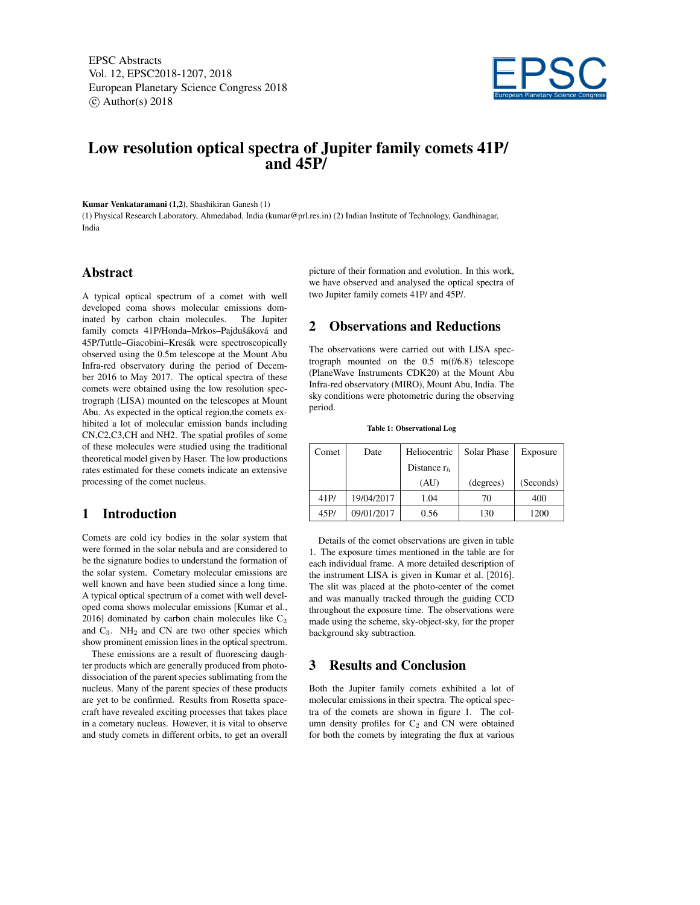# Low resolution optical spectra of Jupiter family comets 41P/ and 45P/

**Kumar Venkataramani (1,2)**, Shashikiran Ganesh (1)

(1) Physical Research Laboratory, Ahmedabad, India (kumar@prl.res.in) (2) Indian Institute of Technology, Gandhinagar, India

## Abstract

A typical optical spectrum of a comet with well developed coma shows molecular emissions dominated by carbon chain molecules. The Jupiter family comets 41P/Honda–Mrkos–Pajdušáková and 45P/Tuttle–Giacobini–Kresák were spectroscopically observed using the 0.5m telescope at the Mount Abu Infra-red observatory during the period of December 2016 to May 2017. The optical spectra of these comets were obtained using the low resolution spectrograph (LISA) mounted on the telescopes at Mount Abu. As expected in the optical region,the comets exhibited a lot of molecular emission bands including CN,C2,C3,CH and NH2. The spatial profiles of some of these molecules were studied using the traditional theoretical model given by Haser. The low productions rates estimated for these comets indicate an extensive processing of the comet nucleus.

## 1 Introduction

Comets are cold icy bodies in the solar system that were formed in the solar nebula and are considered to be the signature bodies to understand the formation of the solar system. Cometary molecular emissions are well known and have been studied since a long time. A typical optical spectrum of a comet with well developed coma shows molecular emissions [Kumar et al., 2016] dominated by carbon chain molecules like $C_2$ and $C_3$. $NH_2$ and CN are two other species which show prominent emission lines in the optical spectrum.

These emissions are a result of fluorescing daughter products which are generally produced from photo-dissociation of the parent species sublimating from the nucleus. Many of the parent species of these products are yet to be confirmed. Results from Rosetta spacecraft have revealed exciting processes that takes place in a cometary nucleus. However, it is vital to observe and study comets in different orbits, to get an overall picture of their formation and evolution. In this work, we have observed and analysed the optical spectra of two Jupiter family comets 41P/ and 45P/.

## 2 Observations and Reductions

The observations were carried out with LISA spectrograph mounted on the 0.5 m(f/6.8) telescope (PlaneWave Instruments CDK20) at the Mount Abu Infra-red observatory (MIRO), Mount Abu, India. The sky conditions were photometric during the observing period.

**Table 1: Observational Log**

| Comet | Date | Heliocentric Distance $r_h$ (AU) | Solar Phase (degrees) | Exposure (Seconds) |
|---|---|---|---|---|
| 41P/ | 19/04/2017 | 1.04 | 70 | 400 |
| 45P/ | 09/01/2017 | 0.56 | 130 | 1200 |

Details of the comet observations are given in table 1. The exposure times mentioned in the table are for each individual frame. A more detailed description of the instrument LISA is given in Kumar et al. [2016]. The slit was placed at the photo-center of the comet and was manually tracked through the guiding CCD throughout the exposure time. The observations were made using the scheme, sky-object-sky, for the proper background sky subtraction.

## 3 Results and Conclusion

Both the Jupiter family comets exhibited a lot of molecular emissions in their spectra. The optical spectra of the comets are shown in figure 1. The column density profiles for $C_2$ and CN were obtained for both the comets by integrating the flux at various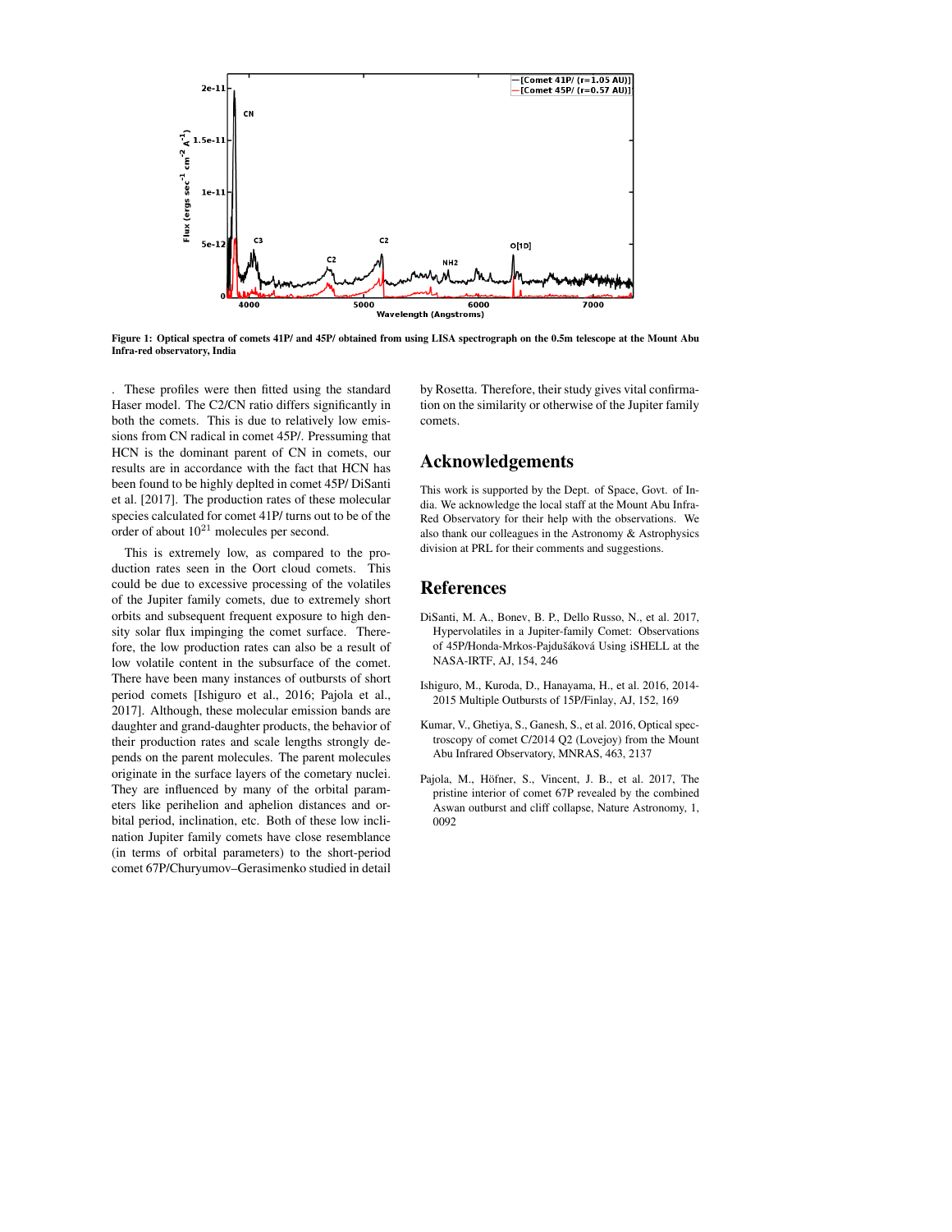[Comet 41P/ (r=1.05 AU)]
[Comet 45P/ (r=0.57 AU)]

CN

C3

C2

C2

NH2

O[1D]

Flux (ergs sec$^{-1}$ cm$^{-2}$ A$^{-1}$)

2e-11

1.5e-11

1e-11

5e-12

0

4000

5000

6000

7000

Wavelength (Angstroms)

**Figure 1: Optical spectra of comets 41P/ and 45P/ obtained from using LISA spectrograph on the 0.5m telescope at the Mount Abu Infra-red observatory, India**

. These profiles were then fitted using the standard Haser model. The C2/CN ratio differs significantly in both the comets. This is due to relatively low emissions from CN radical in comet 45P/. Pressuming that HCN is the dominant parent of CN in comets, our results are in accordance with the fact that HCN has been found to be highly deplted in comet 45P/ DiSanti et al. [2017]. The production rates of these molecular species calculated for comet 41P/ turns out to be of the order of about $10^{21}$ molecules per second.

This is extremely low, as compared to the production rates seen in the Oort cloud comets. This could be due to excessive processing of the volatiles of the Jupiter family comets, due to extremely short orbits and subsequent frequent exposure to high density solar flux impinging the comet surface. Therefore, the low production rates can also be a result of low volatile content in the subsurface of the comet. There have been many instances of outbursts of short period comets [Ishiguro et al., 2016; Pajola et al., 2017]. Although, these molecular emission bands are daughter and grand-daughter products, the behavior of their production rates and scale lengths strongly depends on the parent molecules. The parent molecules originate in the surface layers of the cometary nuclei. They are influenced by many of the orbital parameters like perihelion and aphelion distances and orbital period, inclination, etc. Both of these low inclination Jupiter family comets have close resemblance (in terms of orbital parameters) to the short-period comet 67P/Churyumov–Gerasimenko studied in detail by Rosetta. Therefore, their study gives vital confirmation on the similarity or otherwise of the Jupiter family comets.

## Acknowledgements

This work is supported by the Dept. of Space, Govt. of India. We acknowledge the local staff at the Mount Abu Infra-Red Observatory for their help with the observations. We also thank our colleagues in the Astronomy & Astrophysics division at PRL for their comments and suggestions.

## References

DiSanti, M. A., Bonev, B. P., Dello Russo, N., et al. 2017, Hypervolatiles in a Jupiter-family Comet: Observations of 45P/Honda-Mrkos-Pajdušáková Using iSHELL at the NASA-IRTF, AJ, 154, 246

Ishiguro, M., Kuroda, D., Hanayama, H., et al. 2016, 2014-2015 Multiple Outbursts of 15P/Finlay, AJ, 152, 169

Kumar, V., Ghetiya, S., Ganesh, S., et al. 2016, Optical spectroscopy of comet C/2014 Q2 (Lovejoy) from the Mount Abu Infrared Observatory, MNRAS, 463, 2137

Pajola, M., Höfner, S., Vincent, J. B., et al. 2017, The pristine interior of comet 67P revealed by the combined Aswan outburst and cliff collapse, Nature Astronomy, 1, 0092